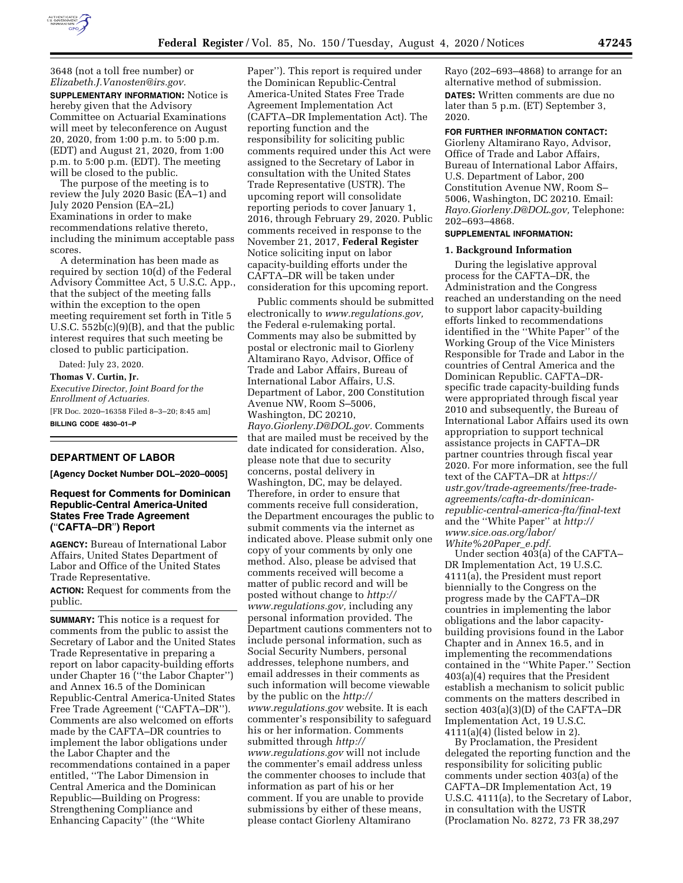3648 (not a toll free number) or *Elizabeth.J.Vanosten@irs.gov.*

**SUPPLEMENTARY INFORMATION:** Notice is hereby given that the Advisory Committee on Actuarial Examinations will meet by teleconference on August 20, 2020, from 1:00 p.m. to 5:00 p.m. (EDT) and August 21, 2020, from 1:00 p.m. to 5:00 p.m. (EDT). The meeting will be closed to the public.

The purpose of the meeting is to review the July 2020 Basic (EA–1) and July 2020 Pension (EA–2L) Examinations in order to make recommendations relative thereto, including the minimum acceptable pass scores.

A determination has been made as required by section 10(d) of the Federal Advisory Committee Act, 5 U.S.C. App., that the subject of the meeting falls within the exception to the open meeting requirement set forth in Title 5 U.S.C. 552b(c)(9)(B), and that the public interest requires that such meeting be closed to public participation.

Dated: July 23, 2020.

**Thomas V. Curtin, Jr.**

*Executive Director, Joint Board for the Enrollment of Actuaries.*

[FR Doc. 2020–16358 Filed 8–3–20; 8:45 am]

**BILLING CODE 4830–01–P**

## DEPARTMENT OF LABOR

**[Agency Docket Number DOL–2020–0005]**

### Request for Comments for Dominican Republic-Central America-United States Free Trade Agreement ("CAFTA–DR") Report

**AGENCY:** Bureau of International Labor Affairs, United States Department of Labor and Office of the United States Trade Representative.

**ACTION:** Request for comments from the public.

**SUMMARY:** This notice is a request for comments from the public to assist the Secretary of Labor and the United States Trade Representative in preparing a report on labor capacity-building efforts under Chapter 16 ("the Labor Chapter") and Annex 16.5 of the Dominican Republic-Central America-United States Free Trade Agreement ("CAFTA–DR"). Comments are also welcomed on efforts made by the CAFTA–DR countries to implement the labor obligations under the Labor Chapter and the recommendations contained in a paper entitled, "The Labor Dimension in Central America and the Dominican Republic—Building on Progress: Strengthening Compliance and Enhancing Capacity" (the "White Paper"). This report is required under the Dominican Republic-Central America-United States Free Trade Agreement Implementation Act (CAFTA–DR Implementation Act). The reporting function and the responsibility for soliciting public comments required under this Act were assigned to the Secretary of Labor in consultation with the United States Trade Representative (USTR). The upcoming report will consolidate reporting periods to cover January 1, 2016, through February 29, 2020. Public comments received in response to the November 21, 2017, **Federal Register** Notice soliciting input on labor capacity-building efforts under the CAFTA–DR will be taken under consideration for this upcoming report.

Public comments should be submitted electronically to *www.regulations.gov,* the Federal e-rulemaking portal. Comments may also be submitted by postal or electronic mail to Giorleny Altamirano Rayo, Advisor, Office of Trade and Labor Affairs, Bureau of International Labor Affairs, U.S. Department of Labor, 200 Constitution Avenue NW, Room S–5006, Washington, DC 20210, *Rayo.Giorleny.D@DOL.gov.* Comments that are mailed must be received by the date indicated for consideration. Also, please note that due to security concerns, postal delivery in Washington, DC, may be delayed. Therefore, in order to ensure that comments receive full consideration, the Department encourages the public to submit comments via the internet as indicated above. Please submit only one copy of your comments by only one method. Also, please be advised that comments received will become a matter of public record and will be posted without change to *http://www.regulations.gov,* including any personal information provided. The Department cautions commenters not to include personal information, such as Social Security Numbers, personal addresses, telephone numbers, and email addresses in their comments as such information will become viewable by the public on the *http://www.regulations.gov* website. It is each commenter's responsibility to safeguard his or her information. Comments submitted through *http://www.regulations.gov* will not include the commenter's email address unless the commenter chooses to include that information as part of his or her comment. If you are unable to provide submissions by either of these means, please contact Giorleny Altamirano Rayo (202–693–4868) to arrange for an alternative method of submission.

**DATES:** Written comments are due no later than 5 p.m. (ET) September 3, 2020.

**FOR FURTHER INFORMATION CONTACT:** Giorleny Altamirano Rayo, Advisor, Office of Trade and Labor Affairs, Bureau of International Labor Affairs, U.S. Department of Labor, 200 Constitution Avenue NW, Room S–5006, Washington, DC 20210. Email: *Rayo.Giorleny.D@DOL.gov,* Telephone: 202–693–4868.

**SUPPLEMENTAL INFORMATION:**

**1. Background Information**

During the legislative approval process for the CAFTA–DR, the Administration and the Congress reached an understanding on the need to support labor capacity-building efforts linked to recommendations identified in the "White Paper" of the Working Group of the Vice Ministers Responsible for Trade and Labor in the countries of Central America and the Dominican Republic. CAFTA–DR-specific trade capacity-building funds were appropriated through fiscal year 2010 and subsequently, the Bureau of International Labor Affairs used its own appropriation to support technical assistance projects in CAFTA–DR partner countries through fiscal year 2020. For more information, see the full text of the CAFTA–DR at *https://ustr.gov/trade-agreements/free-trade-agreements/cafta-dr-dominican-republic-central-america-fta/final-text* and the "White Paper" at *http://www.sice.oas.org/labor/White%20Paper_e.pdf.*

Under section 403(a) of the CAFTA–DR Implementation Act, 19 U.S.C. 4111(a), the President must report biennially to the Congress on the progress made by the CAFTA–DR countries in implementing the labor obligations and the labor capacity-building provisions found in the Labor Chapter and in Annex 16.5, and in implementing the recommendations contained in the "White Paper." Section 403(a)(4) requires that the President establish a mechanism to solicit public comments on the matters described in section 403(a)(3)(D) of the CAFTA–DR Implementation Act, 19 U.S.C. 4111(a)(4) (listed below in 2).

By Proclamation, the President delegated the reporting function and the responsibility for soliciting public comments under section 403(a) of the CAFTA–DR Implementation Act, 19 U.S.C. 4111(a), to the Secretary of Labor, in consultation with the USTR (Proclamation No. 8272, 73 FR 38,297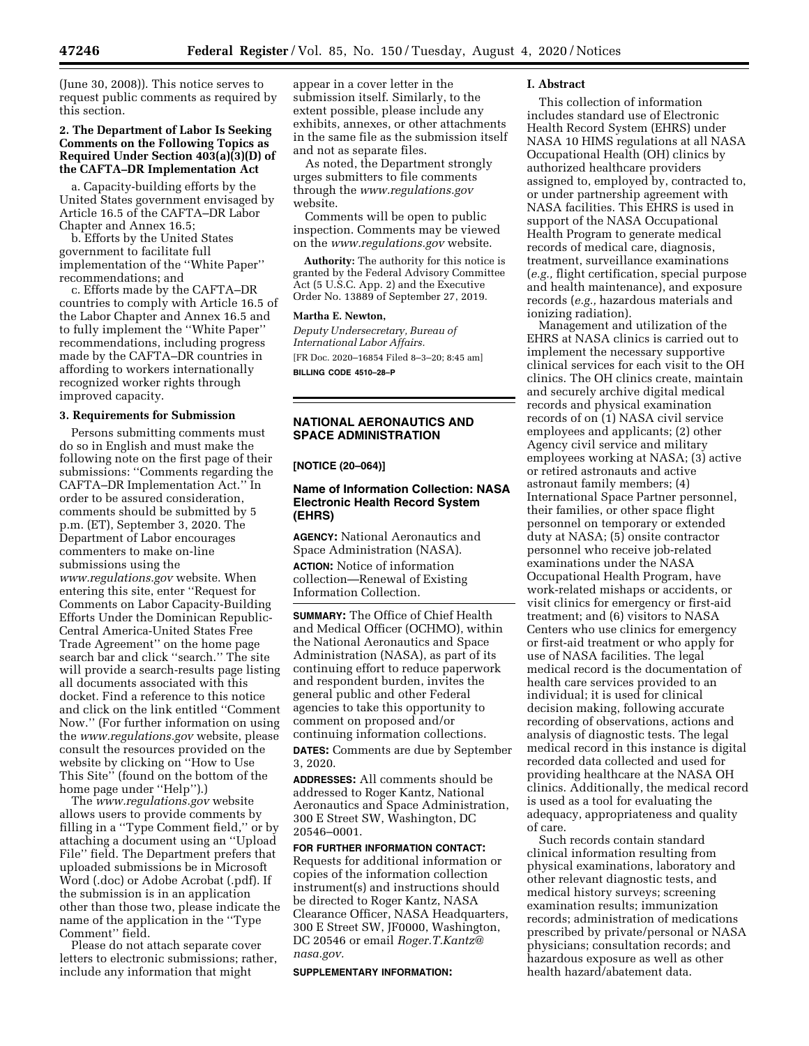(June 30, 2008)). This notice serves to request public comments as required by this section.

**2. The Department of Labor Is Seeking Comments on the Following Topics as Required Under Section 403(a)(3)(D) of the CAFTA–DR Implementation Act**

a. Capacity-building efforts by the United States government envisaged by Article 16.5 of the CAFTA–DR Labor Chapter and Annex 16.5;

b. Efforts by the United States government to facilitate full implementation of the ''White Paper'' recommendations; and

c. Efforts made by the CAFTA–DR countries to comply with Article 16.5 of the Labor Chapter and Annex 16.5 and to fully implement the ''White Paper'' recommendations, including progress made by the CAFTA–DR countries in affording to workers internationally recognized worker rights through improved capacity.

**3. Requirements for Submission**

Persons submitting comments must do so in English and must make the following note on the first page of their submissions: ''Comments regarding the CAFTA–DR Implementation Act.'' In order to be assured consideration, comments should be submitted by 5 p.m. (ET), September 3, 2020. The Department of Labor encourages commenters to make on-line submissions using the *www.regulations.gov* website. When entering this site, enter ''Request for Comments on Labor Capacity-Building Efforts Under the Dominican Republic-Central America-United States Free Trade Agreement'' on the home page search bar and click ''search.'' The site will provide a search-results page listing all documents associated with this docket. Find a reference to this notice and click on the link entitled ''Comment Now.'' (For further information on using the *www.regulations.gov* website, please consult the resources provided on the website by clicking on ''How to Use This Site'' (found on the bottom of the home page under ''Help'').)

The *www.regulations.gov* website allows users to provide comments by filling in a ''Type Comment field,'' or by attaching a document using an ''Upload File'' field. The Department prefers that uploaded submissions be in Microsoft Word (.doc) or Adobe Acrobat (.pdf). If the submission is in an application other than those two, please indicate the name of the application in the ''Type Comment'' field.

Please do not attach separate cover letters to electronic submissions; rather, include any information that might appear in a cover letter in the submission itself. Similarly, to the extent possible, please include any exhibits, annexes, or other attachments in the same file as the submission itself and not as separate files.

As noted, the Department strongly urges submitters to file comments through the *www.regulations.gov* website.

Comments will be open to public inspection. Comments may be viewed on the *www.regulations.gov* website.

**Authority:** The authority for this notice is granted by the Federal Advisory Committee Act (5 U.S.C. App. 2) and the Executive Order No. 13889 of September 27, 2019.

**Martha E. Newton,**

*Deputy Undersecretary, Bureau of International Labor Affairs.*

[FR Doc. 2020–16854 Filed 8–3–20; 8:45 am]

**BILLING CODE 4510–28–P**

## NATIONAL AERONAUTICS AND SPACE ADMINISTRATION

**[NOTICE (20–064)]**

### Name of Information Collection: NASA Electronic Health Record System (EHRS)

**AGENCY:** National Aeronautics and Space Administration (NASA).

**ACTION:** Notice of information collection—Renewal of Existing Information Collection.

**SUMMARY:** The Office of Chief Health and Medical Officer (OCHMO), within the National Aeronautics and Space Administration (NASA), as part of its continuing effort to reduce paperwork and respondent burden, invites the general public and other Federal agencies to take this opportunity to comment on proposed and/or continuing information collections.

**DATES:** Comments are due by September 3, 2020.

**ADDRESSES:** All comments should be addressed to Roger Kantz, National Aeronautics and Space Administration, 300 E Street SW, Washington, DC 20546–0001.

**FOR FURTHER INFORMATION CONTACT:** Requests for additional information or copies of the information collection instrument(s) and instructions should be directed to Roger Kantz, NASA Clearance Officer, NASA Headquarters, 300 E Street SW, JF0000, Washington, DC 20546 or email *Roger.T.Kantz@nasa.gov.*

**SUPPLEMENTARY INFORMATION:**

**I. Abstract**

This collection of information includes standard use of Electronic Health Record System (EHRS) under NASA 10 HIMS regulations at all NASA Occupational Health (OH) clinics by authorized healthcare providers assigned to, employed by, contracted to, or under partnership agreement with NASA facilities. This EHRS is used in support of the NASA Occupational Health Program to generate medical records of medical care, diagnosis, treatment, surveillance examinations (*e.g.,* flight certification, special purpose and health maintenance), and exposure records (*e.g.,* hazardous materials and ionizing radiation).

Management and utilization of the EHRS at NASA clinics is carried out to implement the necessary supportive clinical services for each visit to the OH clinics. The OH clinics create, maintain and securely archive digital medical records and physical examination records of on (1) NASA civil service employees and applicants; (2) other Agency civil service and military employees working at NASA; (3) active or retired astronauts and active astronaut family members; (4) International Space Partner personnel, their families, or other space flight personnel on temporary or extended duty at NASA; (5) onsite contractor personnel who receive job-related examinations under the NASA Occupational Health Program, have work-related mishaps or accidents, or visit clinics for emergency or first-aid treatment; and (6) visitors to NASA Centers who use clinics for emergency or first-aid treatment or who apply for use of NASA facilities. The legal medical record is the documentation of health care services provided to an individual; it is used for clinical decision making, following accurate recording of observations, actions and analysis of diagnostic tests. The legal medical record in this instance is digital recorded data collected and used for providing healthcare at the NASA OH clinics. Additionally, the medical record is used as a tool for evaluating the adequacy, appropriateness and quality of care.

Such records contain standard clinical information resulting from physical examinations, laboratory and other relevant diagnostic tests, and medical history surveys; screening examination results; immunization records; administration of medications prescribed by private/personal or NASA physicians; consultation records; and hazardous exposure as well as other health hazard/abatement data.